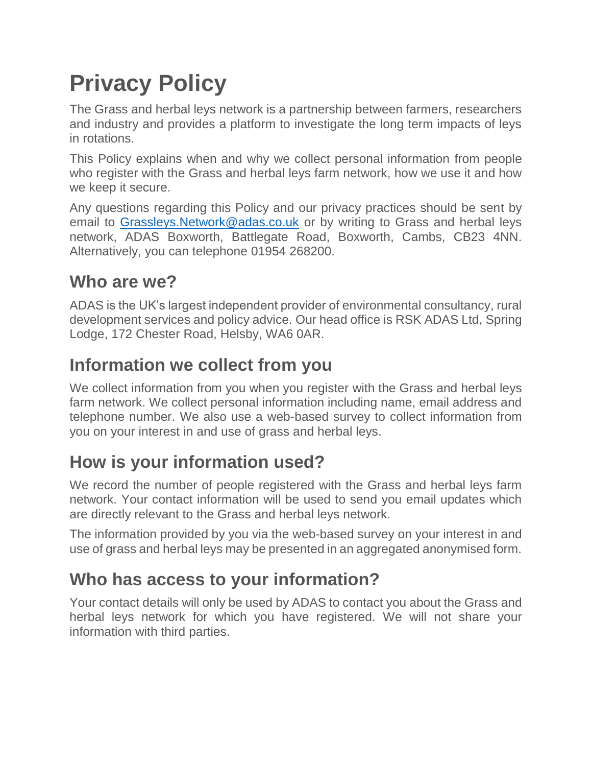# Privacy Policy

The Grass and herbal leys network is a partnership between farmers, researchers and industry and provides a platform to investigate the long term impacts of leys in rotations.

This Policy explains when and why we collect personal information from people who register with the Grass and herbal leys farm network, how we use it and how we keep it secure.

Any questions regarding this Policy and our privacy practices should be sent by email to [Grassleys.Network@adas.co.uk](mailto:Grassleys.Network@adas.co.uk) or by writing to Grass and herbal leys network, ADAS Boxworth, Battlegate Road, Boxworth, Cambs, CB23 4NN. Alternatively, you can telephone 01954 268200.

## Who are we?

ADAS is the UK's largest independent provider of environmental consultancy, rural development services and policy advice. Our head office is RSK ADAS Ltd, Spring Lodge, 172 Chester Road, Helsby, WA6 0AR.

## Information we collect from you

We collect information from you when you register with the Grass and herbal leys farm network. We collect personal information including name, email address and telephone number. We also use a web-based survey to collect information from you on your interest in and use of grass and herbal leys.

## How is your information used?

We record the number of people registered with the Grass and herbal leys farm network. Your contact information will be used to send you email updates which are directly relevant to the Grass and herbal leys network.

The information provided by you via the web-based survey on your interest in and use of grass and herbal leys may be presented in an aggregated anonymised form.

## Who has access to your information?

Your contact details will only be used by ADAS to contact you about the Grass and herbal leys network for which you have registered. We will not share your information with third parties.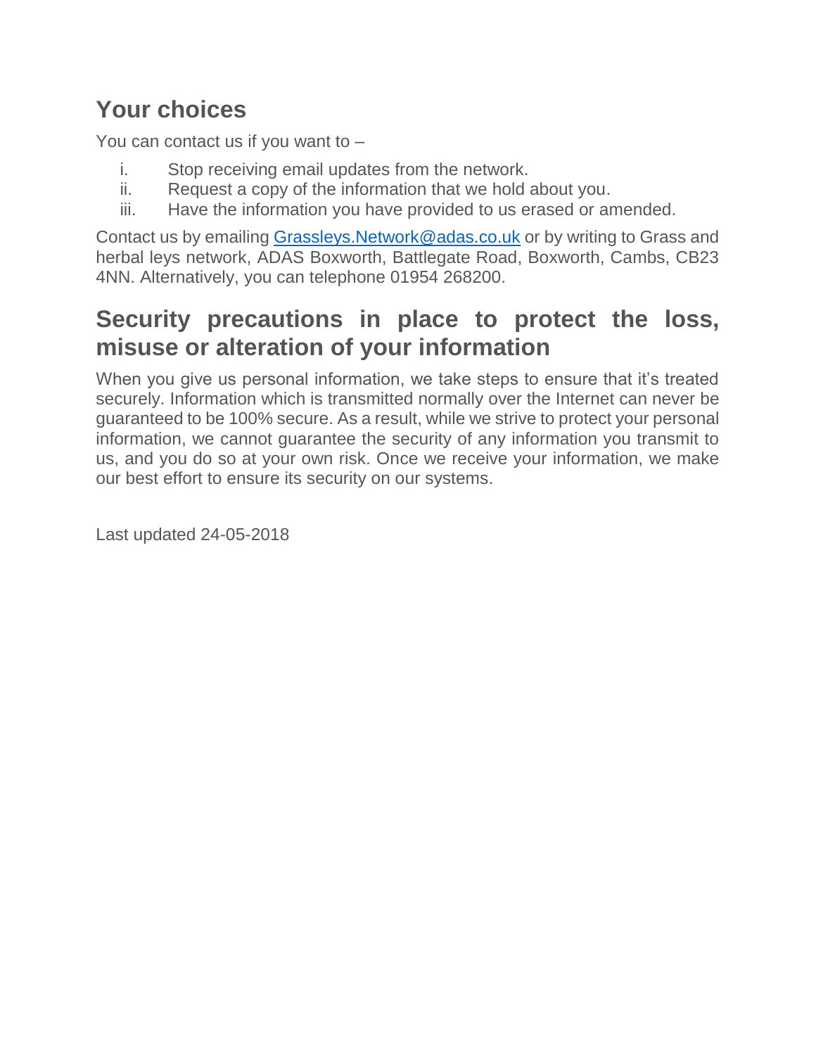## Your choices

You can contact us if you want to –

i. Stop receiving email updates from the network.
ii. Request a copy of the information that we hold about you.
iii. Have the information you have provided to us erased or amended.

Contact us by emailing [Grassleys.Network@adas.co.uk](mailto:Grassleys.Network@adas.co.uk) or by writing to Grass and herbal leys network, ADAS Boxworth, Battlegate Road, Boxworth, Cambs, CB23 4NN. Alternatively, you can telephone 01954 268200.

## Security precautions in place to protect the loss, misuse or alteration of your information

When you give us personal information, we take steps to ensure that it's treated securely. Information which is transmitted normally over the Internet can never be guaranteed to be 100% secure. As a result, while we strive to protect your personal information, we cannot guarantee the security of any information you transmit to us, and you do so at your own risk. Once we receive your information, we make our best effort to ensure its security on our systems.

Last updated 24-05-2018